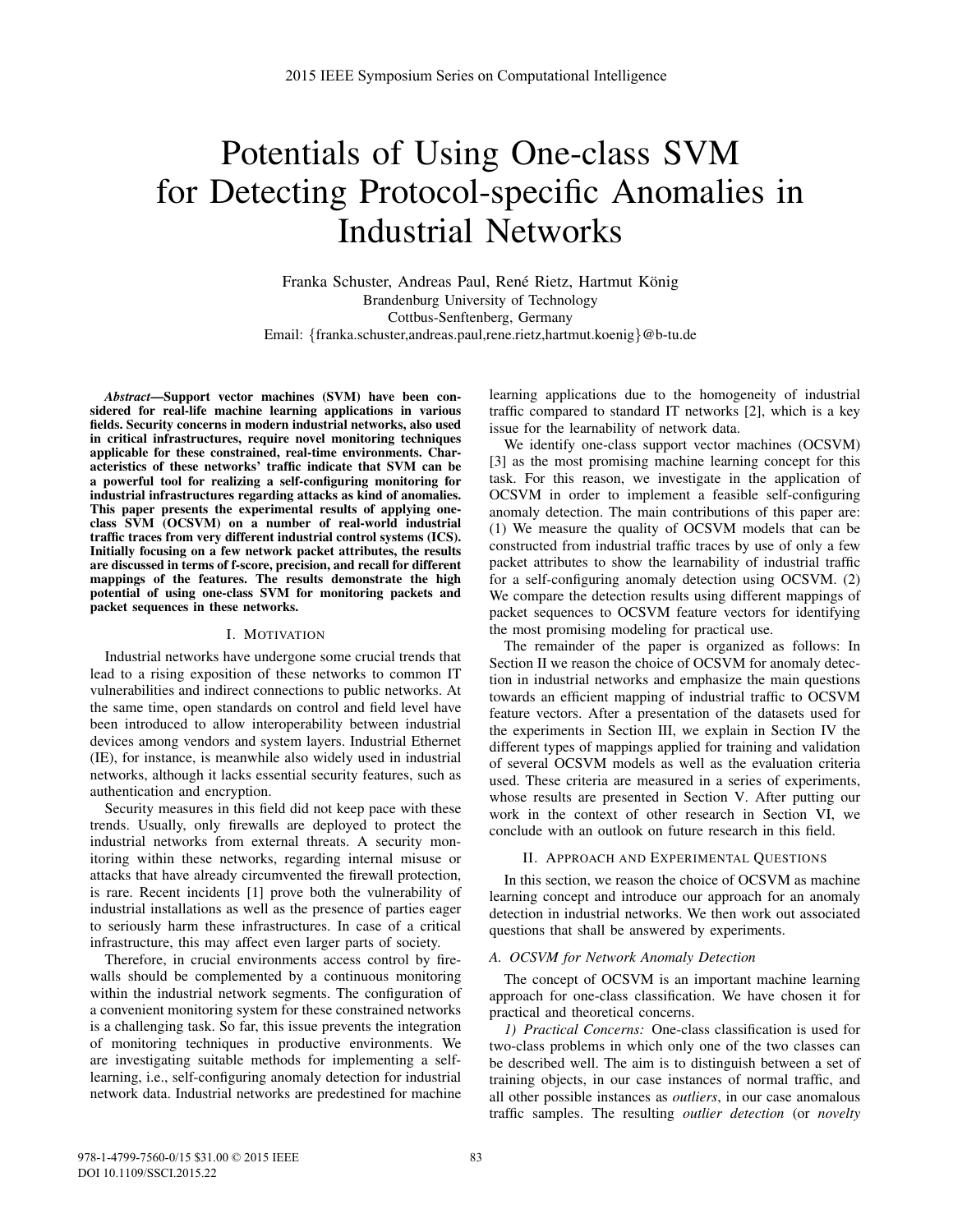# Potentials of Using One-class SVM for Detecting Protocol-specific Anomalies in Industrial Networks

Franka Schuster, Andreas Paul, René Rietz, Hartmut König
Brandenburg University of Technology
Cottbus-Senftenberg, Germany
Email: {franka.schuster,andreas.paul,rene.rietz,hartmut.koenig}@b-tu.de

***Abstract*—Support vector machines (SVM) have been considered for real-life machine learning applications in various fields. Security concerns in modern industrial networks, also used in critical infrastructures, require novel monitoring techniques applicable for these constrained, real-time environments. Characteristics of these networks' traffic indicate that SVM can be a powerful tool for realizing a self-configuring monitoring for industrial infrastructures regarding attacks as kind of anomalies. This paper presents the experimental results of applying one-class SVM (OCSVM) on a number of real-world industrial traffic traces from very different industrial control systems (ICS). Initially focusing on a few network packet attributes, the results are discussed in terms of f-score, precision, and recall for different mappings of the features. The results demonstrate the high potential of using one-class SVM for monitoring packets and packet sequences in these networks.**

## I. Motivation

Industrial networks have undergone some crucial trends that lead to a rising exposition of these networks to common IT vulnerabilities and indirect connections to public networks. At the same time, open standards on control and field level have been introduced to allow interoperability between industrial devices among vendors and system layers. Industrial Ethernet (IE), for instance, is meanwhile also widely used in industrial networks, although it lacks essential security features, such as authentication and encryption.

Security measures in this field did not keep pace with these trends. Usually, only firewalls are deployed to protect the industrial networks from external threats. A security monitoring within these networks, regarding internal misuse or attacks that have already circumvented the firewall protection, is rare. Recent incidents [1] prove both the vulnerability of industrial installations as well as the presence of parties eager to seriously harm these infrastructures. In case of a critical infrastructure, this may affect even larger parts of society.

Therefore, in crucial environments access control by firewalls should be complemented by a continuous monitoring within the industrial network segments. The configuration of a convenient monitoring system for these constrained networks is a challenging task. So far, this issue prevents the integration of monitoring techniques in productive environments. We are investigating suitable methods for implementing a self-learning, i.e., self-configuring anomaly detection for industrial network data. Industrial networks are predestined for machine learning applications due to the homogeneity of industrial traffic compared to standard IT networks [2], which is a key issue for the learnability of network data.

We identify one-class support vector machines (OCSVM) [3] as the most promising machine learning concept for this task. For this reason, we investigate in the application of OCSVM in order to implement a feasible self-configuring anomaly detection. The main contributions of this paper are: (1) We measure the quality of OCSVM models that can be constructed from industrial traffic traces by use of only a few packet attributes to show the learnability of industrial traffic for a self-configuring anomaly detection using OCSVM. (2) We compare the detection results using different mappings of packet sequences to OCSVM feature vectors for identifying the most promising modeling for practical use.

The remainder of the paper is organized as follows: In Section II we reason the choice of OCSVM for anomaly detection in industrial networks and emphasize the main questions towards an efficient mapping of industrial traffic to OCSVM feature vectors. After a presentation of the datasets used for the experiments in Section III, we explain in Section IV the different types of mappings applied for training and validation of several OCSVM models as well as the evaluation criteria used. These criteria are measured in a series of experiments, whose results are presented in Section V. After putting our work in the context of other research in Section VI, we conclude with an outlook on future research in this field.

## II. Approach and Experimental Questions

In this section, we reason the choice of OCSVM as machine learning concept and introduce our approach for an anomaly detection in industrial networks. We then work out associated questions that shall be answered by experiments.

### A. OCSVM for Network Anomaly Detection

The concept of OCSVM is an important machine learning approach for one-class classification. We have chosen it for practical and theoretical concerns.

*1) Practical Concerns:* One-class classification is used for two-class problems in which only one of the two classes can be described well. The aim is to distinguish between a set of training objects, in our case instances of normal traffic, and all other possible instances as *outliers*, in our case anomalous traffic samples. The resulting *outlier detection* (or *novelty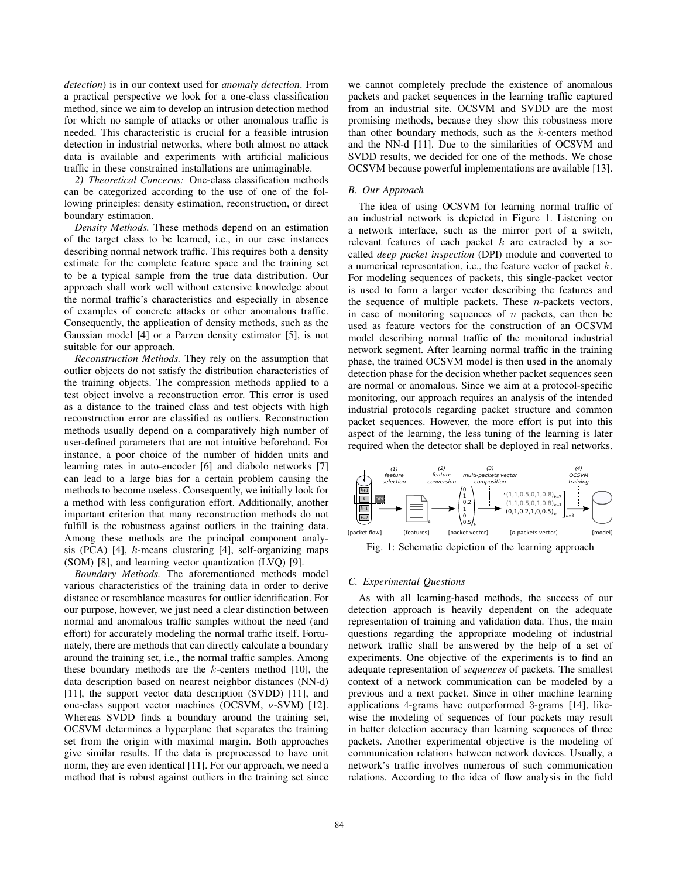*detection*) is in our context used for *anomaly detection*. From a practical perspective we look for a one-class classification method, since we aim to develop an intrusion detection method for which no sample of attacks or other anomalous traffic is needed. This characteristic is crucial for a feasible intrusion detection in industrial networks, where both almost no attack data is available and experiments with artificial malicious traffic in these constrained installations are unimaginable.

*2) Theoretical Concerns:* One-class classification methods can be categorized according to the use of one of the following principles: density estimation, reconstruction, or direct boundary estimation.

*Density Methods.* These methods depend on an estimation of the target class to be learned, i.e., in our case instances describing normal network traffic. This requires both a density estimate for the complete feature space and the training set to be a typical sample from the true data distribution. Our approach shall work well without extensive knowledge about the normal traffic's characteristics and especially in absence of examples of concrete attacks or other anomalous traffic. Consequently, the application of density methods, such as the Gaussian model [4] or a Parzen density estimator [5], is not suitable for our approach.

*Reconstruction Methods.* They rely on the assumption that outlier objects do not satisfy the distribution characteristics of the training objects. The compression methods applied to a test object involve a reconstruction error. This error is used as a distance to the trained class and test objects with high reconstruction error are classified as outliers. Reconstruction methods usually depend on a comparatively high number of user-defined parameters that are not intuitive beforehand. For instance, a poor choice of the number of hidden units and learning rates in auto-encoder [6] and diabolo networks [7] can lead to a large bias for a certain problem causing the methods to become useless. Consequently, we initially look for a method with less configuration effort. Additionally, another important criterion that many reconstruction methods do not fulfill is the robustness against outliers in the training data. Among these methods are the principal component analysis (PCA) [4], $k$-means clustering [4], self-organizing maps (SOM) [8], and learning vector quantization (LVQ) [9].

*Boundary Methods.* The aforementioned methods model various characteristics of the training data in order to derive distance or resemblance measures for outlier identification. For our purpose, however, we just need a clear distinction between normal and anomalous traffic samples without the need (and effort) for accurately modeling the normal traffic itself. Fortunately, there are methods that can directly calculate a boundary around the training set, i.e., the normal traffic samples. Among these boundary methods are the $k$-centers method [10], the data description based on nearest neighbor distances (NN-d) [11], the support vector data description (SVDD) [11], and one-class support vector machines (OCSVM, $\nu$-SVM) [12]. Whereas SVDD finds a boundary around the training set, OCSVM determines a hyperplane that separates the training set from the origin with maximal margin. Both approaches give similar results. If the data is preprocessed to have unit norm, they are even identical [11]. For our approach, we need a method that is robust against outliers in the training set since we cannot completely preclude the existence of anomalous packets and packet sequences in the learning traffic captured from an industrial site. OCSVM and SVDD are the most promising methods, because they show this robustness more than other boundary methods, such as the $k$-centers method and the NN-d [11]. Due to the similarities of OCSVM and SVDD results, we decided for one of the methods. We chose OCSVM because powerful implementations are available [13].

### B. Our Approach

The idea of using OCSVM for learning normal traffic of an industrial network is depicted in Figure 1. Listening on a network interface, such as the mirror port of a switch, relevant features of each packet $k$ are extracted by a so-called *deep packet inspection* (DPI) module and converted to a numerical representation, i.e., the feature vector of packet $k$. For modeling sequences of packets, this single-packet vector is used to form a larger vector describing the features and the sequence of multiple packets. These $n$-packets vectors, in case of monitoring sequences of $n$ packets, can then be used as feature vectors for the construction of an OCSVM model describing normal traffic of the monitored industrial network segment. After learning normal traffic in the training phase, the trained OCSVM model is then used in the anomaly detection phase for the decision whether packet sequences seen are normal or anomalous. Since we aim at a protocol-specific monitoring, our approach requires an analysis of the intended industrial protocols regarding packet structure and common packet sequences. However, the more effort is put into this aspect of the learning, the less tuning of the learning is later required when the detector shall be deployed in real networks.

Fig. 1: Schematic depiction of the learning approach

### C. Experimental Questions

As with all learning-based methods, the success of our detection approach is heavily dependent on the adequate representation of training and validation data. Thus, the main questions regarding the appropriate modeling of industrial network traffic shall be answered by the help of a set of experiments. One objective of the experiments is to find an adequate representation of *sequences* of packets. The smallest context of a network communication can be modeled by a previous and a next packet. Since in other machine learning applications 4-grams have outperformed 3-grams [14], likewise the modeling of sequences of four packets may result in better detection accuracy than learning sequences of three packets. Another experimental objective is the modeling of communication relations between network devices. Usually, a network's traffic involves numerous of such communication relations. According to the idea of flow analysis in the field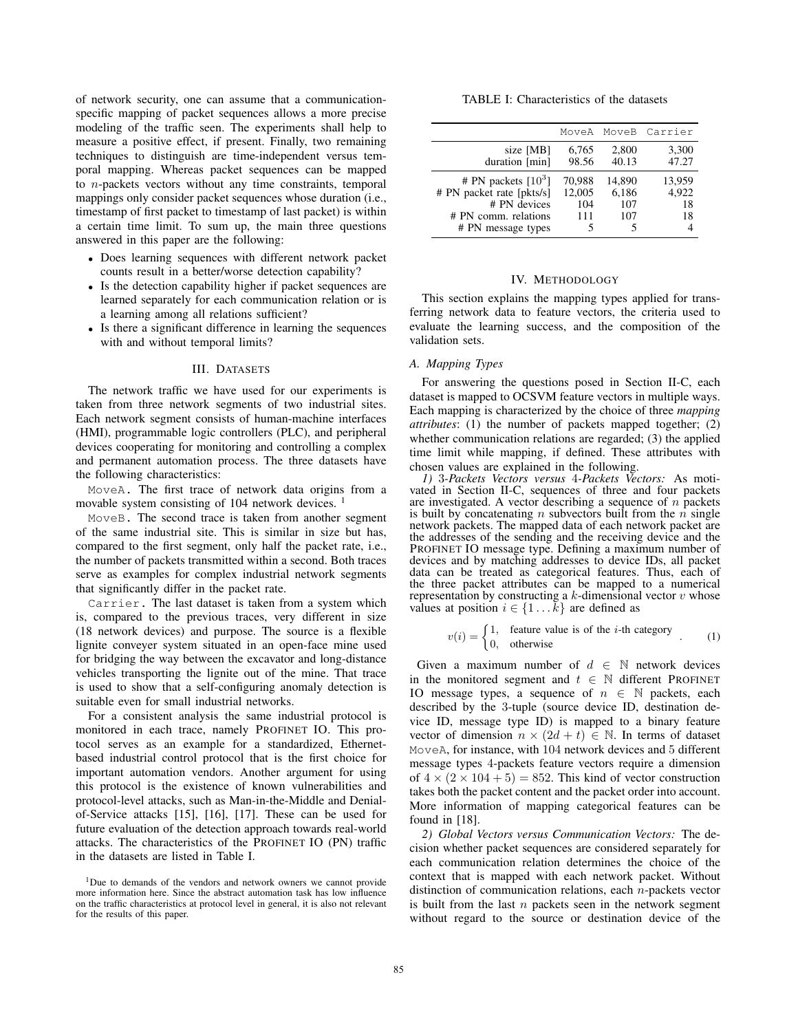of network security, one can assume that a communication-specific mapping of packet sequences allows a more precise modeling of the traffic seen. The experiments shall help to measure a positive effect, if present. Finally, two remaining techniques to distinguish are time-independent versus temporal mapping. Whereas packet sequences can be mapped to $n$-packets vectors without any time constraints, temporal mappings only consider packet sequences whose duration (i.e., timestamp of first packet to timestamp of last packet) is within a certain time limit. To sum up, the main three questions answered in this paper are the following:

- Does learning sequences with different network packet counts result in a better/worse detection capability?
- Is the detection capability higher if packet sequences are learned separately for each communication relation or is a learning among all relations sufficient?
- Is there a significant difference in learning the sequences with and without temporal limits?

## III. Datasets

The network traffic we have used for our experiments is taken from three network segments of two industrial sites. Each network segment consists of human-machine interfaces (HMI), programmable logic controllers (PLC), and peripheral devices cooperating for monitoring and controlling a complex and permanent automation process. The three datasets have the following characteristics:

`MoveA`. The first trace of network data origins from a movable system consisting of 104 network devices. [1]

`MoveB`. The second trace is taken from another segment of the same industrial site. This is similar in size but has, compared to the first segment, only half the packet rate, i.e., the number of packets transmitted within a second. Both traces serve as examples for complex industrial network segments that significantly differ in the packet rate.

`Carrier`. The last dataset is taken from a system which is, compared to the previous traces, very different in size (18 network devices) and purpose. The source is a flexible lignite conveyer system situated in an open-face mine used for bridging the way between the excavator and long-distance vehicles transporting the lignite out of the mine. That trace is used to show that a self-configuring anomaly detection is suitable even for small industrial networks.

For a consistent analysis the same industrial protocol is monitored in each trace, namely PROFINET IO. This protocol serves as an example for a standardized, Ethernet-based industrial control protocol that is the first choice for important automation vendors. Another argument for using this protocol is the existence of known vulnerabilities and protocol-level attacks, such as Man-in-the-Middle and Denial-of-Service attacks [15], [16], [17]. These can be used for future evaluation of the detection approach towards real-world attacks. The characteristics of the PROFINET IO (PN) traffic in the datasets are listed in Table I.

[1] Due to demands of the vendors and network owners we cannot provide more information here. Since the abstract automation task has low influence on the traffic characteristics at protocol level in general, it is also not relevant for the results of this paper.

TABLE I: Characteristics of the datasets

| | `MoveA` | `MoveB` | `Carrier` |
|---|---|---|---|
| size [MB] | 6,765 | 2,800 | 3,300 |
| duration [min] | 98.56 | 40.13 | 47.27 |
| # PN packets [$10^3$] | 70,988 | 14,890 | 13,959 |
| # PN packet rate [pkts/s] | 12,005 | 6,186 | 4,922 |
| # PN devices | 104 | 107 | 18 |
| # PN comm. relations | 111 | 107 | 18 |
| # PN message types | 5 | 5 | 4 |

## IV. Methodology

This section explains the mapping types applied for transferring network data to feature vectors, the criteria used to evaluate the learning success, and the composition of the validation sets.

### A. Mapping Types

For answering the questions posed in Section II-C, each dataset is mapped to OCSVM feature vectors in multiple ways. Each mapping is characterized by the choice of three *mapping attributes*: (1) the number of packets mapped together; (2) whether communication relations are regarded; (3) the applied time limit while mapping, if defined. These attributes with chosen values are explained in the following.

*1) 3-Packets Vectors versus 4-Packets Vectors:* As motivated in Section II-C, sequences of three and four packets are investigated. A vector describing a sequence of $n$ packets is built by concatenating $n$ subvectors built from the $n$ single network packets. The mapped data of each network packet are the addresses of the sending and the receiving device and the PROFINET IO message type. Defining a maximum number of devices and by matching addresses to device IDs, all packet data can be treated as categorical features. Thus, each of the three packet attributes can be mapped to a numerical representation by constructing a $k$-dimensional vector $v$ whose values at position $i \in \{1 \dots k\}$ are defined as

$$v(i) = \begin{cases} 1, & \text{feature value is of the } i\text{-th category} \\ 0, & \text{otherwise} \end{cases} . \qquad (1)$$

Given a maximum number of $d \in \mathbb{N}$ network devices in the monitored segment and $t \in \mathbb{N}$ different PROFINET IO message types, a sequence of $n \in \mathbb{N}$ packets, each described by the 3-tuple (source device ID, destination device ID, message type ID) is mapped to a binary feature vector of dimension $n \times (2d + t) \in \mathbb{N}$. In terms of dataset `MoveA`, for instance, with 104 network devices and 5 different message types 4-packets feature vectors require a dimension of $4 \times (2 \times 104 + 5) = 852$. This kind of vector construction takes both the packet content and the packet order into account. More information of mapping categorical features can be found in [18].

*2) Global Vectors versus Communication Vectors:* The decision whether packet sequences are considered separately for each communication relation determines the choice of the context that is mapped with each network packet. Without distinction of communication relations, each $n$-packets vector is built from the last $n$ packets seen in the network segment without regard to the source or destination device of the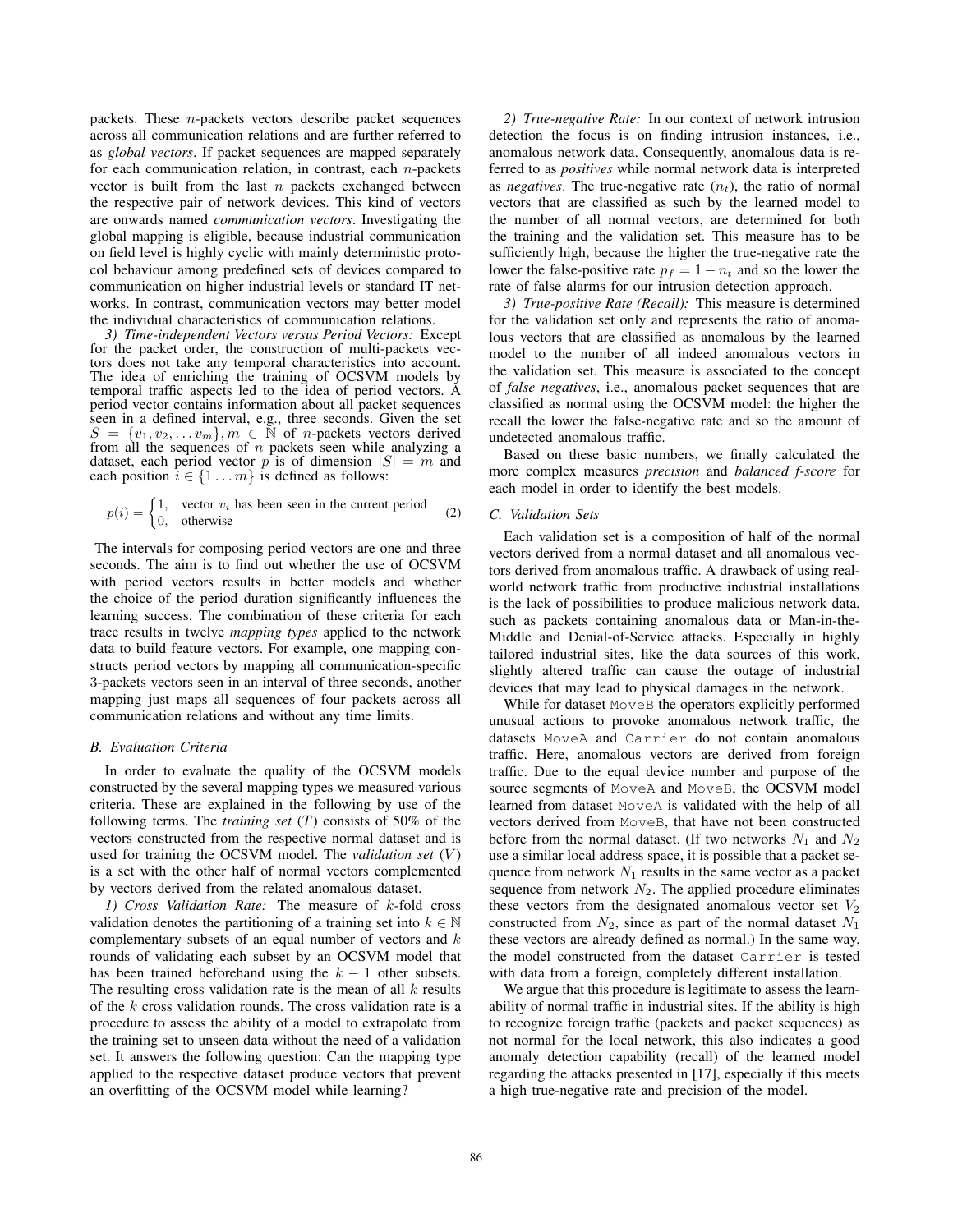packets. These $n$-packets vectors describe packet sequences across all communication relations and are further referred to as *global vectors*. If packet sequences are mapped separately for each communication relation, in contrast, each $n$-packets vector is built from the last $n$ packets exchanged between the respective pair of network devices. This kind of vectors are onwards named *communication vectors*. Investigating the global mapping is eligible, because industrial communication on field level is highly cyclic with mainly deterministic protocol behaviour among predefined sets of devices compared to communication on higher industrial levels or standard IT networks. In contrast, communication vectors may better model the individual characteristics of communication relations.

*3) Time-independent Vectors versus Period Vectors:* Except for the packet order, the construction of multi-packets vectors does not take any temporal characteristics into account. The idea of enriching the training of OCSVM models by temporal traffic aspects led to the idea of period vectors. A period vector contains information about all packet sequences seen in a defined interval, e.g., three seconds. Given the set $S = \{v_1, v_2, \dots v_m\}, m \in \mathbb{N}$ of $n$-packets vectors derived from all the sequences of $n$ packets seen while analyzing a dataset, each period vector $p$ is of dimension $|S| = m$ and each position $i \in \{1 \dots m\}$ is defined as follows:

$$p(i) = \begin{cases} 1, & \text{vector } v_i \text{ has been seen in the current period} \\ 0, & \text{otherwise} \end{cases} \quad (2)$$

The intervals for composing period vectors are one and three seconds. The aim is to find out whether the use of OCSVM with period vectors results in better models and whether the choice of the period duration significantly influences the learning success. The combination of these criteria for each trace results in twelve *mapping types* applied to the network data to build feature vectors. For example, one mapping constructs period vectors by mapping all communication-specific 3-packets vectors seen in an interval of three seconds, another mapping just maps all sequences of four packets across all communication relations and without any time limits.

### B. Evaluation Criteria

In order to evaluate the quality of the OCSVM models constructed by the several mapping types we measured various criteria. These are explained in the following by use of the following terms. The *training set* ($T$) consists of 50% of the vectors constructed from the respective normal dataset and is used for training the OCSVM model. The *validation set* ($V$) is a set with the other half of normal vectors complemented by vectors derived from the related anomalous dataset.

*1) Cross Validation Rate:* The measure of $k$-fold cross validation denotes the partitioning of a training set into $k \in \mathbb{N}$ complementary subsets of an equal number of vectors and $k$ rounds of validating each subset by an OCSVM model that has been trained beforehand using the $k-1$ other subsets. The resulting cross validation rate is the mean of all $k$ results of the $k$ cross validation rounds. The cross validation rate is a procedure to assess the ability of a model to extrapolate from the training set to unseen data without the need of a validation set. It answers the following question: Can the mapping type applied to the respective dataset produce vectors that prevent an overfitting of the OCSVM model while learning?

*2) True-negative Rate:* In our context of network intrusion detection the focus is on finding intrusion instances, i.e., anomalous network data. Consequently, anomalous data is referred to as *positives* while normal network data is interpreted as *negatives*. The true-negative rate ($n_t$), the ratio of normal vectors that are classified as such by the learned model to the number of all normal vectors, are determined for both the training and the validation set. This measure has to be sufficiently high, because the higher the true-negative rate the lower the false-positive rate $p_f = 1 - n_t$ and so the lower the rate of false alarms for our intrusion detection approach.

*3) True-positive Rate (Recall):* This measure is determined for the validation set only and represents the ratio of anomalous vectors that are classified as anomalous by the learned model to the number of all indeed anomalous vectors in the validation set. This measure is associated to the concept of *false negatives*, i.e., anomalous packet sequences that are classified as normal using the OCSVM model: the higher the recall the lower the false-negative rate and so the amount of undetected anomalous traffic.

Based on these basic numbers, we finally calculated the more complex measures *precision* and *balanced f-score* for each model in order to identify the best models.

### C. Validation Sets

Each validation set is a composition of half of the normal vectors derived from a normal dataset and all anomalous vectors derived from anomalous traffic. A drawback of using real-world network traffic from productive industrial installations is the lack of possibilities to produce malicious network data, such as packets containing anomalous data or Man-in-the-Middle and Denial-of-Service attacks. Especially in highly tailored industrial sites, like the data sources of this work, slightly altered traffic can cause the outage of industrial devices that may lead to physical damages in the network.

While for dataset `MoveB` the operators explicitly performed unusual actions to provoke anomalous network traffic, the datasets `MoveA` and `Carrier` do not contain anomalous traffic. Here, anomalous vectors are derived from foreign traffic. Due to the equal device number and purpose of the source segments of `MoveA` and `MoveB`, the OCSVM model learned from dataset `MoveA` is validated with the help of all vectors derived from `MoveB`, that have not been constructed before from the normal dataset. (If two networks $N_1$ and $N_2$ use a similar local address space, it is possible that a packet sequence from network $N_1$ results in the same vector as a packet sequence from network $N_2$. The applied procedure eliminates these vectors from the designated anomalous vector set $V_2$ constructed from $N_2$, since as part of the normal dataset $N_1$ these vectors are already defined as normal.) In the same way, the model constructed from the dataset `Carrier` is tested with data from a foreign, completely different installation.

We argue that this procedure is legitimate to assess the learnability of normal traffic in industrial sites. If the ability is high to recognize foreign traffic (packets and packet sequences) as not normal for the local network, this also indicates a good anomaly detection capability (recall) of the learned model regarding the attacks presented in [17], especially if this meets a high true-negative rate and precision of the model.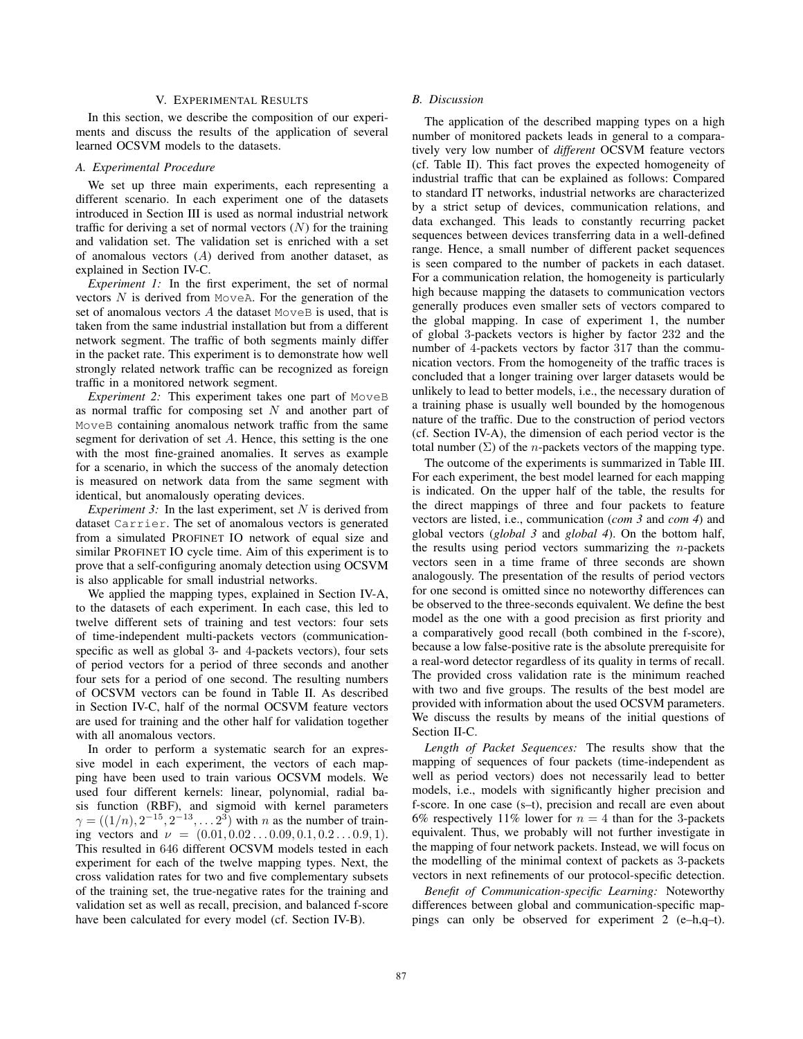## V. Experimental Results

In this section, we describe the composition of our experiments and discuss the results of the application of several learned OCSVM models to the datasets.

### A. Experimental Procedure

We set up three main experiments, each representing a different scenario. In each experiment one of the datasets introduced in Section III is used as normal industrial network traffic for deriving a set of normal vectors ($N$) for the training and validation set. The validation set is enriched with a set of anomalous vectors ($A$) derived from another dataset, as explained in Section IV-C.

*Experiment 1:* In the first experiment, the set of normal vectors $N$ is derived from `MoveA`. For the generation of the set of anomalous vectors $A$ the dataset `MoveB` is used, that is taken from the same industrial installation but from a different network segment. The traffic of both segments mainly differ in the packet rate. This experiment is to demonstrate how well strongly related network traffic can be recognized as foreign traffic in a monitored network segment.

*Experiment 2:* This experiment takes one part of `MoveB` as normal traffic for composing set $N$ and another part of `MoveB` containing anomalous network traffic from the same segment for derivation of set $A$. Hence, this setting is the one with the most fine-grained anomalies. It serves as example for a scenario, in which the success of the anomaly detection is measured on network data from the same segment with identical, but anomalously operating devices.

*Experiment 3:* In the last experiment, set $N$ is derived from dataset `Carrier`. The set of anomalous vectors is generated from a simulated PROFINET IO network of equal size and similar PROFINET IO cycle time. Aim of this experiment is to prove that a self-configuring anomaly detection using OCSVM is also applicable for small industrial networks.

We applied the mapping types, explained in Section IV-A, to the datasets of each experiment. In each case, this led to twelve different sets of training and test vectors: four sets of time-independent multi-packets vectors (communication-specific as well as global 3- and 4-packets vectors), four sets of period vectors for a period of three seconds and another four sets for a period of one second. The resulting numbers of OCSVM vectors can be found in Table II. As described in Section IV-C, half of the normal OCSVM feature vectors are used for training and the other half for validation together with all anomalous vectors.

In order to perform a systematic search for an expressive model in each experiment, the vectors of each mapping have been used to train various OCSVM models. We used four different kernels: linear, polynomial, radial basis function (RBF), and sigmoid with kernel parameters $\gamma = ((1/n), 2^{-15}, 2^{-13}, \dots 2^{3})$ with $n$ as the number of training vectors and $\nu = (0.01, 0.02 \dots 0.09, 0.1, 0.2 \dots 0.9, 1)$. This resulted in 646 different OCSVM models tested in each experiment for each of the twelve mapping types. Next, the cross validation rates for two and five complementary subsets of the training set, the true-negative rates for the training and validation set as well as recall, precision, and balanced f-score have been calculated for every model (cf. Section IV-B).

### B. Discussion

The application of the described mapping types on a high number of monitored packets leads in general to a comparatively very low number of *different* OCSVM feature vectors (cf. Table II). This fact proves the expected homogeneity of industrial traffic that can be explained as follows: Compared to standard IT networks, industrial networks are characterized by a strict setup of devices, communication relations, and data exchanged. This leads to constantly recurring packet sequences between devices transferring data in a well-defined range. Hence, a small number of different packet sequences is seen compared to the number of packets in each dataset. For a communication relation, the homogeneity is particularly high because mapping the datasets to communication vectors generally produces even smaller sets of vectors compared to the global mapping. In case of experiment 1, the number of global 3-packets vectors is higher by factor 232 and the number of 4-packets vectors by factor 317 than the communication vectors. From the homogeneity of the traffic traces is concluded that a longer training over larger datasets would be unlikely to lead to better models, i.e., the necessary duration of a training phase is usually well bounded by the homogenous nature of the traffic. Due to the construction of period vectors (cf. Section IV-A), the dimension of each period vector is the total number ($\Sigma$) of the $n$-packets vectors of the mapping type.

The outcome of the experiments is summarized in Table III. For each experiment, the best model learned for each mapping is indicated. On the upper half of the table, the results for the direct mappings of three and four packets to feature vectors are listed, i.e., communication (*com 3* and *com 4*) and global vectors (*global 3* and *global 4*). On the bottom half, the results using period vectors summarizing the $n$-packets vectors seen in a time frame of three seconds are shown analogously. The presentation of the results of period vectors for one second is omitted since no noteworthy differences can be observed to the three-seconds equivalent. We define the best model as the one with a good precision as first priority and a comparatively good recall (both combined in the f-score), because a low false-positive rate is the absolute prerequisite for a real-word detector regardless of its quality in terms of recall. The provided cross validation rate is the minimum reached with two and five groups. The results of the best model are provided with information about the used OCSVM parameters. We discuss the results by means of the initial questions of Section II-C.

*Length of Packet Sequences:* The results show that the mapping of sequences of four packets (time-independent as well as period vectors) does not necessarily lead to better models, i.e., models with significantly higher precision and f-score. In one case (s–t), precision and recall are even about 6% respectively 11% lower for $n = 4$ than for the 3-packets equivalent. Thus, we probably will not further investigate in the mapping of four network packets. Instead, we will focus on the modelling of the minimal context of packets as 3-packets vectors in next refinements of our protocol-specific detection.

*Benefit of Communication-specific Learning:* Noteworthy differences between global and communication-specific mappings can only be observed for experiment 2 (e–h,q–t).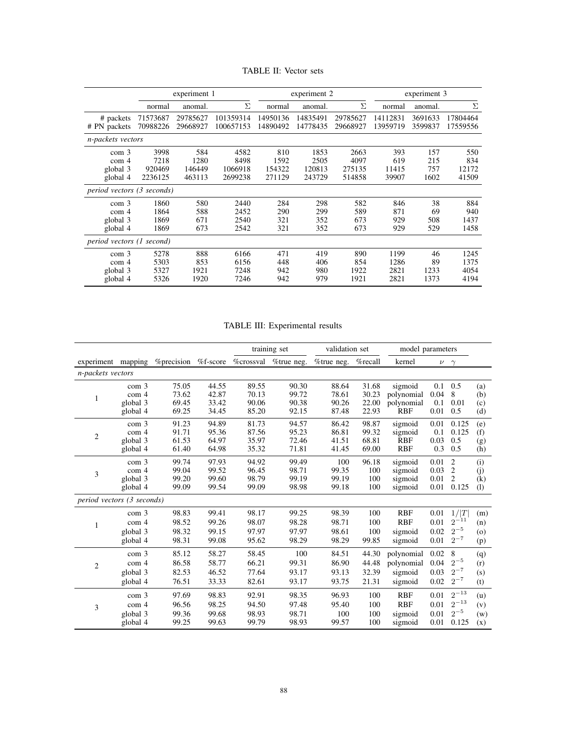TABLE II: Vector sets

| | experiment 1 | | | experiment 2 | | | experiment 3 | | |
|---|---|---|---|---|---|---|---|---|---|
| | normal | anomal. | Σ | normal | anomal. | Σ | normal | anomal. | Σ |
| # packets | 71573687 | 29785627 | 101359314 | 14950136 | 14835491 | 29785627 | 14112831 | 3691633 | 17804464 |
| # PN packets | 70988226 | 29668927 | 100657153 | 14890492 | 14778435 | 29668927 | 13959719 | 3599837 | 17559556 |
| *n-packets vectors* | | | | | | | | | |
| com 3 | 3998 | 584 | 4582 | 810 | 1853 | 2663 | 393 | 157 | 550 |
| com 4 | 7218 | 1280 | 8498 | 1592 | 2505 | 4097 | 619 | 215 | 834 |
| global 3 | 920469 | 146449 | 1066918 | 154322 | 120813 | 275135 | 11415 | 757 | 12172 |
| global 4 | 2236125 | 463113 | 2699238 | 271129 | 243729 | 514858 | 39907 | 1602 | 41509 |
| *period vectors (3 seconds)* | | | | | | | | | |
| com 3 | 1860 | 580 | 2440 | 284 | 298 | 582 | 846 | 38 | 884 |
| com 4 | 1864 | 588 | 2452 | 290 | 299 | 589 | 871 | 69 | 940 |
| global 3 | 1869 | 671 | 2540 | 321 | 352 | 673 | 929 | 508 | 1437 |
| global 4 | 1869 | 673 | 2542 | 321 | 352 | 673 | 929 | 529 | 1458 |
| *period vectors (1 second)* | | | | | | | | | |
| com 3 | 5278 | 888 | 6166 | 471 | 419 | 890 | 1199 | 46 | 1245 |
| com 4 | 5303 | 853 | 6156 | 448 | 406 | 854 | 1286 | 89 | 1375 |
| global 3 | 5327 | 1921 | 7248 | 942 | 980 | 1922 | 2821 | 1233 | 4054 |
| global 4 | 5326 | 1920 | 7246 | 942 | 979 | 1921 | 2821 | 1373 | 4194 |

TABLE III: Experimental results

| | | | | training set | | validation set | | model parameters | | | |
|---|---|---|---|---|---|---|---|---|---|---|---|
| experiment | mapping | %precision | %f-score | %crossval | %true neg. | %true neg. | %recall | kernel | $\nu$ | $\gamma$ | |
| *n-packets vectors* | | | | | | | | | | | |
| 1 | com 3 | 75.05 | 44.55 | 89.55 | 90.30 | 88.64 | 31.68 | sigmoid | 0.1 | 0.5 | (a) |
| | com 4 | 73.62 | 42.87 | 70.13 | 99.72 | 78.61 | 30.23 | polynomial | 0.04 | 8 | (b) |
| | global 3 | 69.45 | 33.42 | 90.06 | 90.38 | 90.26 | 22.00 | polynomial | 0.1 | 0.01 | (c) |
| | global 4 | 69.25 | 34.45 | 85.20 | 92.15 | 87.48 | 22.93 | RBF | 0.01 | 0.5 | (d) |
| 2 | com 3 | 91.23 | 94.89 | 81.73 | 94.57 | 86.42 | 98.87 | sigmoid | 0.01 | 0.125 | (e) |
| | com 4 | 91.71 | 95.36 | 87.56 | 95.23 | 86.81 | 99.32 | sigmoid | 0.1 | 0.125 | (f) |
| | global 3 | 61.53 | 64.97 | 35.97 | 72.46 | 41.51 | 68.81 | RBF | 0.03 | 0.5 | (g) |
| | global 4 | 61.40 | 64.98 | 35.32 | 71.81 | 41.45 | 69.00 | RBF | 0.3 | 0.5 | (h) |
| 3 | com 3 | 99.74 | 97.93 | 94.92 | 99.49 | 100 | 96.18 | sigmoid | 0.01 | 2 | (i) |
| | com 4 | 99.04 | 99.52 | 96.45 | 98.71 | 99.35 | 100 | sigmoid | 0.03 | 2 | (j) |
| | global 3 | 99.20 | 99.60 | 98.79 | 99.19 | 99.19 | 100 | sigmoid | 0.01 | 2 | (k) |
| | global 4 | 99.09 | 99.54 | 99.09 | 98.98 | 99.18 | 100 | sigmoid | 0.01 | 0.125 | (l) |
| *period vectors (3 seconds)* | | | | | | | | | | | |
| 1 | com 3 | 98.83 | 99.41 | 98.17 | 99.25 | 98.39 | 100 | RBF | 0.01 | $1/\lvert T\rvert$ | (m) |
| | com 4 | 98.52 | 99.26 | 98.07 | 98.28 | 98.71 | 100 | RBF | 0.01 | $2^{-11}$ | (n) |
| | global 3 | 98.32 | 99.15 | 97.97 | 97.97 | 98.61 | 100 | sigmoid | 0.02 | $2^{-5}$ | (o) |
| | global 4 | 98.31 | 99.08 | 95.62 | 98.29 | 98.29 | 99.85 | sigmoid | 0.01 | $2^{-7}$ | (p) |
| 2 | com 3 | 85.12 | 58.27 | 58.45 | 100 | 84.51 | 44.30 | polynomial | 0.02 | 8 | (q) |
| | com 4 | 86.58 | 58.77 | 66.21 | 99.31 | 86.90 | 44.48 | polynomial | 0.04 | $2^{-5}$ | (r) |
| | global 3 | 82.53 | 46.52 | 77.64 | 93.17 | 93.13 | 32.39 | sigmoid | 0.03 | $2^{-7}$ | (s) |
| | global 4 | 76.51 | 33.33 | 82.61 | 93.17 | 93.75 | 21.31 | sigmoid | 0.02 | $2^{-7}$ | (t) |
| 3 | com 3 | 97.69 | 98.83 | 92.91 | 98.35 | 96.93 | 100 | RBF | 0.01 | $2^{-13}$ | (u) |
| | com 4 | 96.56 | 98.25 | 94.50 | 97.48 | 95.40 | 100 | RBF | 0.01 | $2^{-13}$ | (v) |
| | global 3 | 99.36 | 99.68 | 98.93 | 98.71 | 100 | 100 | sigmoid | 0.01 | $2^{-5}$ | (w) |
| | global 4 | 99.25 | 99.63 | 99.79 | 98.93 | 99.57 | 100 | sigmoid | 0.01 | 0.125 | (x) |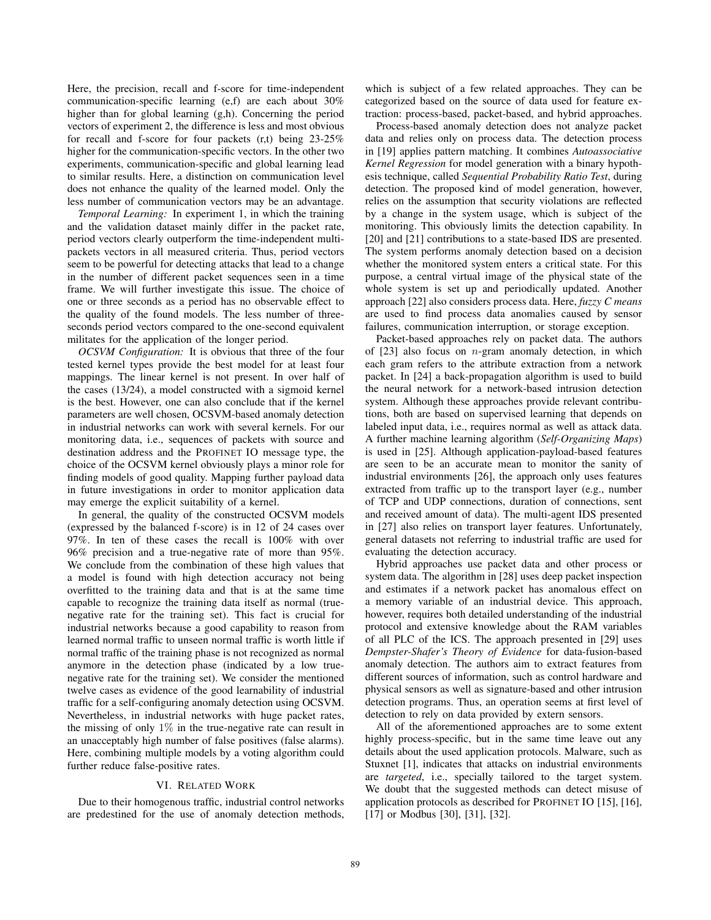Here, the precision, recall and f-score for time-independent communication-specific learning (e,f) are each about 30% higher than for global learning (g,h). Concerning the period vectors of experiment 2, the difference is less and most obvious for recall and f-score for four packets (r,t) being 23-25% higher for the communication-specific vectors. In the other two experiments, communication-specific and global learning lead to similar results. Here, a distinction on communication level does not enhance the quality of the learned model. Only the less number of communication vectors may be an advantage.

*Temporal Learning:* In experiment 1, in which the training and the validation dataset mainly differ in the packet rate, period vectors clearly outperform the time-independent multi-packets vectors in all measured criteria. Thus, period vectors seem to be powerful for detecting attacks that lead to a change in the number of different packet sequences seen in a time frame. We will further investigate this issue. The choice of one or three seconds as a period has no observable effect to the quality of the found models. The less number of three-seconds period vectors compared to the one-second equivalent militates for the application of the longer period.

*OCSVM Configuration:* It is obvious that three of the four tested kernel types provide the best model for at least four mappings. The linear kernel is not present. In over half of the cases (13/24), a model constructed with a sigmoid kernel is the best. However, one can also conclude that if the kernel parameters are well chosen, OCSVM-based anomaly detection in industrial networks can work with several kernels. For our monitoring data, i.e., sequences of packets with source and destination address and the PROFINET IO message type, the choice of the OCSVM kernel obviously plays a minor role for finding models of good quality. Mapping further payload data in future investigations in order to monitor application data may emerge the explicit suitability of a kernel.

In general, the quality of the constructed OCSVM models (expressed by the balanced f-score) is in 12 of 24 cases over 97%. In ten of these cases the recall is 100% with over 96% precision and a true-negative rate of more than 95%. We conclude from the combination of these high values that a model is found with high detection accuracy not being overfitted to the training data and that is at the same time capable to recognize the training data itself as normal (true-negative rate for the training set). This fact is crucial for industrial networks because a good capability to reason from learned normal traffic to unseen normal traffic is worth little if normal traffic of the training phase is not recognized as normal anymore in the detection phase (indicated by a low true-negative rate for the training set). We consider the mentioned twelve cases as evidence of the good learnability of industrial traffic for a self-configuring anomaly detection using OCSVM. Nevertheless, in industrial networks with huge packet rates, the missing of only 1% in the true-negative rate can result in an unacceptably high number of false positives (false alarms). Here, combining multiple models by a voting algorithm could further reduce false-positive rates.

## VI. Related Work

Due to their homogenous traffic, industrial control networks are predestined for the use of anomaly detection methods, which is subject of a few related approaches. They can be categorized based on the source of data used for feature extraction: process-based, packet-based, and hybrid approaches.

Process-based anomaly detection does not analyze packet data and relies only on process data. The detection process in [19] applies pattern matching. It combines *Autoassociative Kernel Regression* for model generation with a binary hypothesis technique, called *Sequential Probability Ratio Test*, during detection. The proposed kind of model generation, however, relies on the assumption that security violations are reflected by a change in the system usage, which is subject of the monitoring. This obviously limits the detection capability. In [20] and [21] contributions to a state-based IDS are presented. The system performs anomaly detection based on a decision whether the monitored system enters a critical state. For this purpose, a central virtual image of the physical state of the whole system is set up and periodically updated. Another approach [22] also considers process data. Here, *fuzzy C means* are used to find process data anomalies caused by sensor failures, communication interruption, or storage exception.

Packet-based approaches rely on packet data. The authors of [23] also focus on $n$-gram anomaly detection, in which each gram refers to the attribute extraction from a network packet. In [24] a back-propagation algorithm is used to build the neural network for a network-based intrusion detection system. Although these approaches provide relevant contributions, both are based on supervised learning that depends on labeled input data, i.e., requires normal as well as attack data. A further machine learning algorithm (*Self-Organizing Maps*) is used in [25]. Although application-payload-based features are seen to be an accurate mean to monitor the sanity of industrial environments [26], the approach only uses features extracted from traffic up to the transport layer (e.g., number of TCP and UDP connections, duration of connections, sent and received amount of data). The multi-agent IDS presented in [27] also relies on transport layer features. Unfortunately, general datasets not referring to industrial traffic are used for evaluating the detection accuracy.

Hybrid approaches use packet data and other process or system data. The algorithm in [28] uses deep packet inspection and estimates if a network packet has anomalous effect on a memory variable of an industrial device. This approach, however, requires both detailed understanding of the industrial protocol and extensive knowledge about the RAM variables of all PLC of the ICS. The approach presented in [29] uses *Dempster-Shafer's Theory of Evidence* for data-fusion-based anomaly detection. The authors aim to extract features from different sources of information, such as control hardware and physical sensors as well as signature-based and other intrusion detection programs. Thus, an operation seems at first level of detection to rely on data provided by extern sensors.

All of the aforementioned approaches are to some extent highly process-specific, but in the same time leave out any details about the used application protocols. Malware, such as Stuxnet [1], indicates that attacks on industrial environments are *targeted*, i.e., specially tailored to the target system. We doubt that the suggested methods can detect misuse of application protocols as described for PROFINET IO [15], [16], [17] or Modbus [30], [31], [32].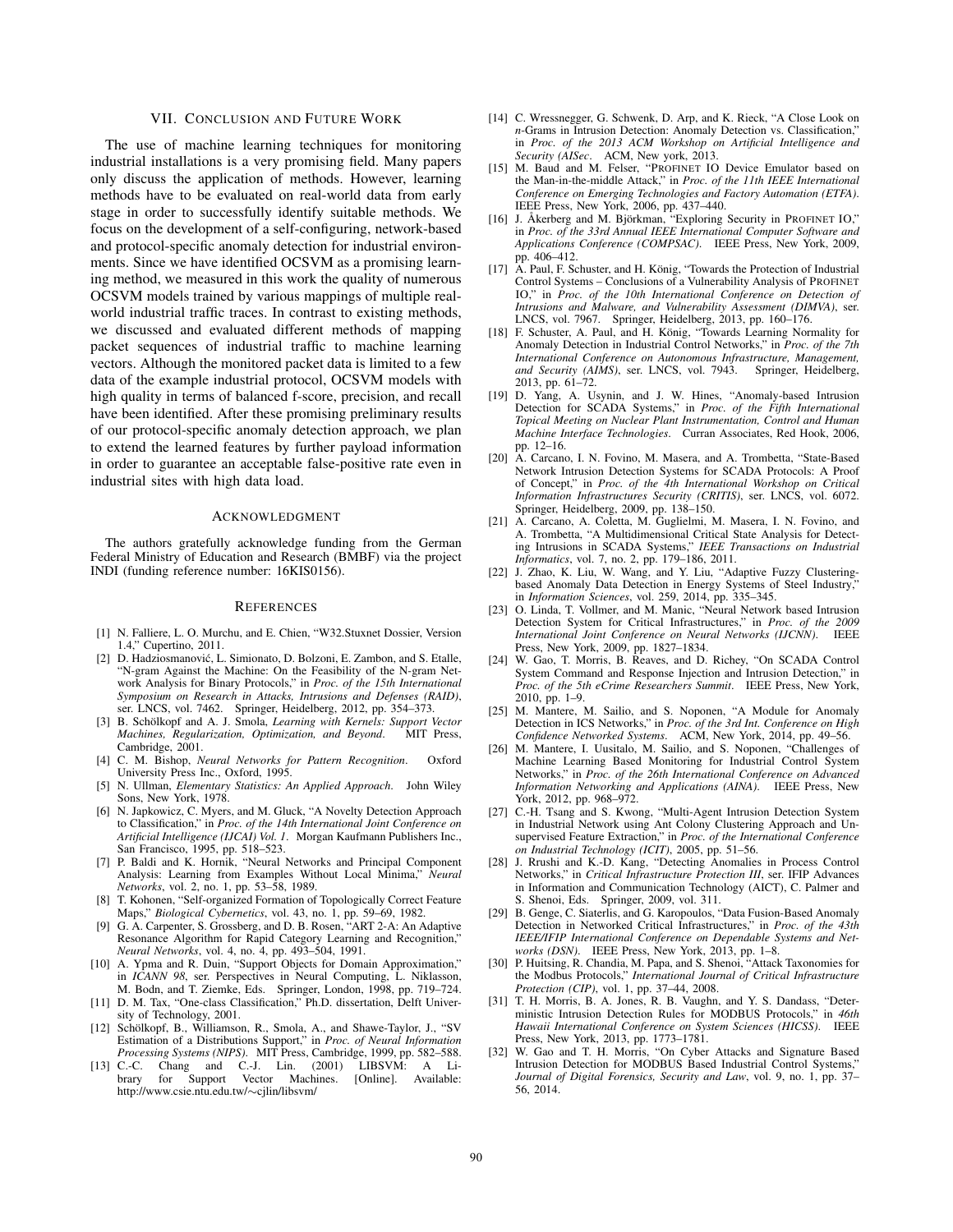## VII. Conclusion and Future Work

The use of machine learning techniques for monitoring industrial installations is a very promising field. Many papers only discuss the application of methods. However, learning methods have to be evaluated on real-world data from early stage in order to successfully identify suitable methods. We focus on the development of a self-configuring, network-based and protocol-specific anomaly detection for industrial environments. Since we have identified OCSVM as a promising learning method, we measured in this work the quality of numerous OCSVM models trained by various mappings of multiple real-world industrial traffic traces. In contrast to existing methods, we discussed and evaluated different methods of mapping packet sequences of industrial traffic to machine learning vectors. Although the monitored packet data is limited to a few data of the example industrial protocol, OCSVM models with high quality in terms of balanced f-score, precision, and recall have been identified. After these promising preliminary results of our protocol-specific anomaly detection approach, we plan to extend the learned features by further payload information in order to guarantee an acceptable false-positive rate even in industrial sites with high data load.

## Acknowledgment

The authors gratefully acknowledge funding from the German Federal Ministry of Education and Research (BMBF) via the project INDI (funding reference number: 16KIS0156).

## References

[1] N. Falliere, L. O. Murchu, and E. Chien, "W32.Stuxnet Dossier, Version 1.4," Cupertino, 2011.

[2] D. Hadziosmanović, L. Simionato, D. Bolzoni, E. Zambon, and S. Etalle, "N-gram Against the Machine: On the Feasibility of the N-gram Network Analysis for Binary Protocols," in *Proc. of the 15th International Symposium on Research in Attacks, Intrusions and Defenses (RAID)*, ser. LNCS, vol. 7462. Springer, Heidelberg, 2012, pp. 354–373.

[3] B. Schölkopf and A. J. Smola, *Learning with Kernels: Support Vector Machines, Regularization, Optimization, and Beyond*. MIT Press, Cambridge, 2001.

[4] C. M. Bishop, *Neural Networks for Pattern Recognition*. Oxford University Press Inc., Oxford, 1995.

[5] N. Ullman, *Elementary Statistics: An Applied Approach*. John Wiley Sons, New York, 1978.

[6] N. Japkowicz, C. Myers, and M. Gluck, "A Novelty Detection Approach to Classification," in *Proc. of the 14th International Joint Conference on Artificial Intelligence (IJCAI) Vol. 1*. Morgan Kaufmann Publishers Inc., San Francisco, 1995, pp. 518–523.

[7] P. Baldi and K. Hornik, "Neural Networks and Principal Component Analysis: Learning from Examples Without Local Minima," *Neural Networks*, vol. 2, no. 1, pp. 53–58, 1989.

[8] T. Kohonen, "Self-organized Formation of Topologically Correct Feature Maps," *Biological Cybernetics*, vol. 43, no. 1, pp. 59–69, 1982.

[9] G. A. Carpenter, S. Grossberg, and D. B. Rosen, "ART 2-A: An Adaptive Resonance Algorithm for Rapid Category Learning and Recognition," *Neural Networks*, vol. 4, no. 4, pp. 493–504, 1991.

[10] A. Ypma and R. Duin, "Support Objects for Domain Approximation," in *ICANN 98*, ser. Perspectives in Neural Computing, L. Niklasson, M. Bodn, and T. Ziemke, Eds. Springer, London, 1998, pp. 719–724.

[11] D. M. Tax, "One-class Classification," Ph.D. dissertation, Delft University of Technology, 2001.

[12] Schölkopf, B., Williamson, R., Smola, A., and Shawe-Taylor, J., "SV Estimation of a Distributions Support," in *Proc. of Neural Information Processing Systems (NIPS)*. MIT Press, Cambridge, 1999, pp. 582–588.

[13] C.-C. Chang and C.-J. Lin. (2001) LIBSVM: A Library for Support Vector Machines. [Online]. Available: http://www.csie.ntu.edu.tw/∼cjlin/libsvm/

[14] C. Wressnegger, G. Schwenk, D. Arp, and K. Rieck, "A Close Look on *n*-Grams in Intrusion Detection: Anomaly Detection vs. Classification," in *Proc. of the 2013 ACM Workshop on Artificial Intelligence and Security (AISec)*. ACM, New york, 2013.

[15] M. Baud and M. Felser, "PROFINET IO Device Emulator based on the Man-in-the-middle Attack," in *Proc. of the 11th IEEE International Conference on Emerging Technologies and Factory Automation (ETFA)*. IEEE Press, New York, 2006, pp. 437–440.

[16] J. Åkerberg and M. Björkman, "Exploring Security in PROFINET IO," in *Proc. of the 33rd Annual IEEE International Computer Software and Applications Conference (COMPSAC)*. IEEE Press, New York, 2009, pp. 406–412.

[17] A. Paul, F. Schuster, and H. König, "Towards the Protection of Industrial Control Systems – Conclusions of a Vulnerability Analysis of PROFINET IO," in *Proc. of the 10th International Conference on Detection of Intrusions and Malware, and Vulnerability Assessment (DIMVA)*, ser. LNCS, vol. 7967. Springer, Heidelberg, 2013, pp. 160–176.

[18] F. Schuster, A. Paul, and H. König, "Towards Learning Normality for Anomaly Detection in Industrial Control Networks," in *Proc. of the 7th International Conference on Autonomous Infrastructure, Management, and Security (AIMS)*, ser. LNCS, vol. 7943. Springer, Heidelberg, 2013, pp. 61–72.

[19] D. Yang, A. Usynin, and J. W. Hines, "Anomaly-based Intrusion Detection for SCADA Systems," in *Proc. of the Fifth International Topical Meeting on Nuclear Plant Instrumentation, Control and Human Machine Interface Technologies*. Curran Associates, Red Hook, 2006, pp. 12–16.

[20] A. Carcano, I. N. Fovino, M. Masera, and A. Trombetta, "State-Based Network Intrusion Detection Systems for SCADA Protocols: A Proof of Concept," in *Proc. of the 4th International Workshop on Critical Information Infrastructures Security (CRITIS)*, ser. LNCS, vol. 6072. Springer, Heidelberg, 2009, pp. 138–150.

[21] A. Carcano, A. Coletta, M. Guglielmi, M. Masera, I. N. Fovino, and A. Trombetta, "A Multidimensional Critical State Analysis for Detecting Intrusions in SCADA Systems," *IEEE Transactions on Industrial Informatics*, vol. 7, no. 2, pp. 179–186, 2011.

[22] J. Zhao, K. Liu, W. Wang, and Y. Liu, "Adaptive Fuzzy Clustering-based Anomaly Data Detection in Energy Systems of Steel Industry," in *Information Sciences*, vol. 259, 2014, pp. 335–345.

[23] O. Linda, T. Vollmer, and M. Manic, "Neural Network based Intrusion Detection System for Critical Infrastructures," in *Proc. of the 2009 International Joint Conference on Neural Networks (IJCNN)*. IEEE Press, New York, 2009, pp. 1827–1834.

[24] W. Gao, T. Morris, B. Reaves, and D. Richey, "On SCADA Control System Command and Response Injection and Intrusion Detection," in *Proc. of the 5th eCrime Researchers Summit*. IEEE Press, New York, 2010, pp. 1–9.

[25] M. Mantere, M. Sailio, and S. Noponen, "A Module for Anomaly Detection in ICS Networks," in *Proc. of the 3rd Int. Conference on High Confidence Networked Systems*. ACM, New York, 2014, pp. 49–56.

[26] M. Mantere, I. Uusitalo, M. Sailio, and S. Noponen, "Challenges of Machine Learning Based Monitoring for Industrial Control System Networks," in *Proc. of the 26th International Conference on Advanced Information Networking and Applications (AINA)*. IEEE Press, New York, 2012, pp. 968–972.

[27] C.-H. Tsang and S. Kwong, "Multi-Agent Intrusion Detection System in Industrial Network using Ant Colony Clustering Approach and Unsupervised Feature Extraction," in *Proc. of the International Conference on Industrial Technology (ICIT)*, 2005, pp. 51–56.

[28] J. Rrushi and K.-D. Kang, "Detecting Anomalies in Process Control Networks," in *Critical Infrastructure Protection III*, ser. IFIP Advances in Information and Communication Technology (AICT), C. Palmer and S. Shenoi, Eds. Springer, 2009, vol. 311.

[29] B. Genge, C. Siaterlis, and G. Karopoulos, "Data Fusion-Based Anomaly Detection in Networked Critical Infrastructures," in *Proc. of the 43th IEEE/IFIP International Conference on Dependable Systems and Networks (DSN)*. IEEE Press, New York, 2013, pp. 1–8.

[30] P. Huitsing, R. Chandia, M. Papa, and S. Shenoi, "Attack Taxonomies for the Modbus Protocols," *International Journal of Critical Infrastructure Protection (CIP)*, vol. 1, pp. 37–44, 2008.

[31] T. H. Morris, B. A. Jones, R. B. Vaughn, and Y. S. Dandass, "Deterministic Intrusion Detection Rules for MODBUS Protocols," in *46th Hawaii International Conference on System Sciences (HICSS)*. IEEE Press, New York, 2013, pp. 1773–1781.

[32] W. Gao and T. H. Morris, "On Cyber Attacks and Signature Based Intrusion Detection for MODBUS Based Industrial Control Systems," *Journal of Digital Forensics, Security and Law*, vol. 9, no. 1, pp. 37–56, 2014.